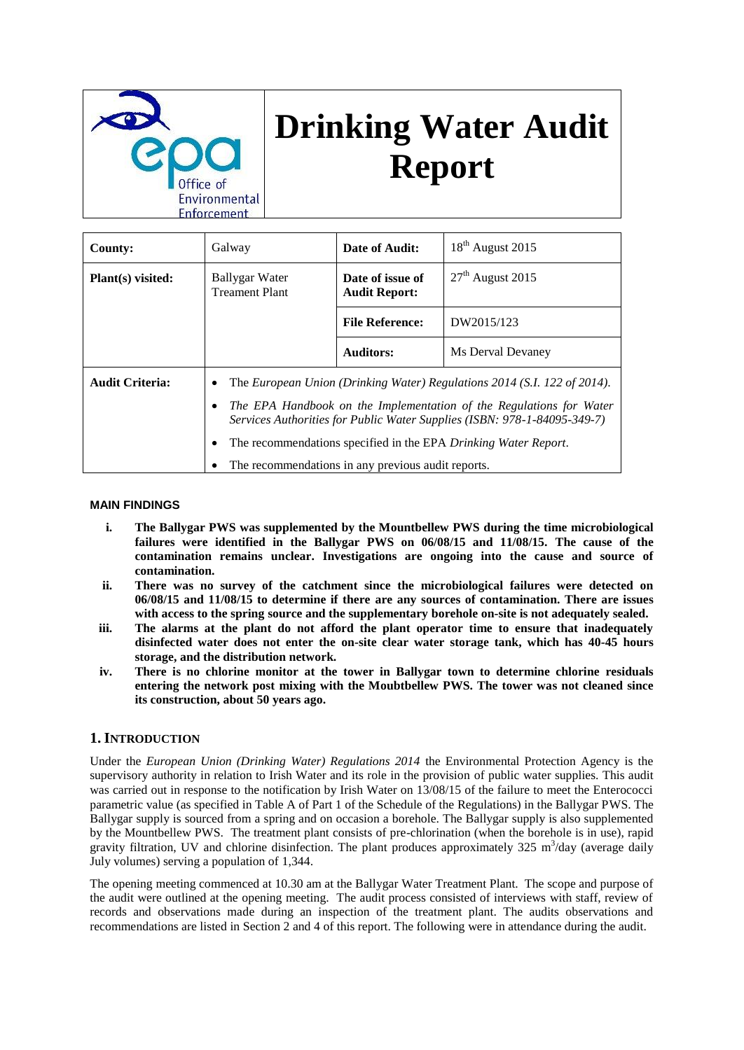# Drinking Water Audit Report

| County: | Galway | Date of Audit: | 18th August 2015 |
|---|---|---|---|
| Plant(s) visited: | Ballygar Water Treament Plant | Date of issue of Audit Report: | 27th August 2015 |
| | | File Reference: | DW2015/123 |
| | | Auditors: | Ms Derval Devaney |
| Audit Criteria: | • The *European Union (Drinking Water) Regulations 2014 (S.I. 122 of 2014).* <br> • *The EPA Handbook on the Implementation of the Regulations for Water Services Authorities for Public Water Supplies (ISBN: 978-1-84095-349-7)* <br> • The recommendations specified in the EPA *Drinking Water Report*. <br> • The recommendations in any previous audit reports. | | |

### MAIN FINDINGS

- **i. The Ballygar PWS was supplemented by the Mountbellew PWS during the time microbiological failures were identified in the Ballygar PWS on 06/08/15 and 11/08/15. The cause of the contamination remains unclear. Investigations are ongoing into the cause and source of contamination.**
- **ii. There was no survey of the catchment since the microbiological failures were detected on 06/08/15 and 11/08/15 to determine if there are any sources of contamination. There are issues with access to the spring source and the supplementary borehole on-site is not adequately sealed.**
- **iii. The alarms at the plant do not afford the plant operator time to ensure that inadequately disinfected water does not enter the on-site clear water storage tank, which has 40-45 hours storage, and the distribution network.**
- **iv. There is no chlorine monitor at the tower in Ballygar town to determine chlorine residuals entering the network post mixing with the Moubtbellew PWS. The tower was not cleaned since its construction, about 50 years ago.**

## 1. Introduction

Under the *European Union (Drinking Water) Regulations 2014* the Environmental Protection Agency is the supervisory authority in relation to Irish Water and its role in the provision of public water supplies. This audit was carried out in response to the notification by Irish Water on 13/08/15 of the failure to meet the Enterococci parametric value (as specified in Table A of Part 1 of the Schedule of the Regulations) in the Ballygar PWS. The Ballygar supply is sourced from a spring and on occasion a borehole. The Ballygar supply is also supplemented by the Mountbellew PWS. The treatment plant consists of pre-chlorination (when the borehole is in use), rapid gravity filtration, UV and chlorine disinfection. The plant produces approximately 325 $m^3$/day (average daily July volumes) serving a population of 1,344.

The opening meeting commenced at 10.30 am at the Ballygar Water Treatment Plant. The scope and purpose of the audit were outlined at the opening meeting. The audit process consisted of interviews with staff, review of records and observations made during an inspection of the treatment plant. The audits observations and recommendations are listed in Section 2 and 4 of this report. The following were in attendance during the audit.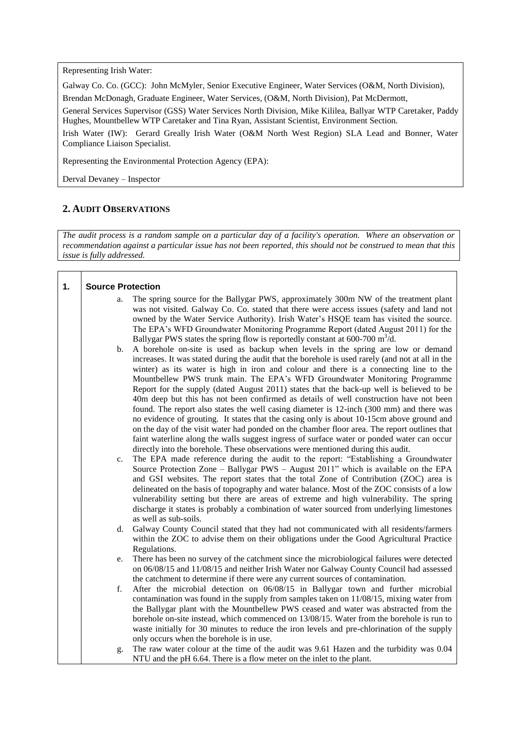Representing Irish Water:

Galway Co. Co. (GCC): John McMyler, Senior Executive Engineer, Water Services (O&M, North Division), Brendan McDonagh, Graduate Engineer, Water Services, (O&M, North Division), Pat McDermott,

General Services Supervisor (GSS) Water Services North Division, Mike Kililea, Ballyar WTP Caretaker, Paddy Hughes, Mountbellew WTP Caretaker and Tina Ryan, Assistant Scientist, Environment Section.

Irish Water (IW): Gerard Greally Irish Water (O&M North West Region) SLA Lead and Bonner, Water Compliance Liaison Specialist.

Representing the Environmental Protection Agency (EPA):

Derval Devaney – Inspector

## 2. AUDIT OBSERVATIONS

*The audit process is a random sample on a particular day of a facility's operation. Where an observation or recommendation against a particular issue has not been reported, this should not be construed to mean that this issue is fully addressed.*

### 1. Source Protection

a. The spring source for the Ballygar PWS, approximately 300m NW of the treatment plant was not visited. Galway Co. Co. stated that there were access issues (safety and land not owned by the Water Service Authority). Irish Water's HSQE team has visited the source. The EPA's WFD Groundwater Monitoring Programme Report (dated August 2011) for the Ballygar PWS states the spring flow is reportedly constant at 600-700 $m^3/d$.

b. A borehole on-site is used as backup when levels in the spring are low or demand increases. It was stated during the audit that the borehole is used rarely (and not at all in the winter) as its water is high in iron and colour and there is a connecting line to the Mountbellew PWS trunk main. The EPA's WFD Groundwater Monitoring Programme Report for the supply (dated August 2011) states that the back-up well is believed to be 40m deep but this has not been confirmed as details of well construction have not been found. The report also states the well casing diameter is 12-inch (300 mm) and there was no evidence of grouting. It states that the casing only is about 10-15cm above ground and on the day of the visit water had ponded on the chamber floor area. The report outlines that faint waterline along the walls suggest ingress of surface water or ponded water can occur directly into the borehole. These observations were mentioned during this audit.

c. The EPA made reference during the audit to the report: "Establishing a Groundwater Source Protection Zone – Ballygar PWS – August 2011" which is available on the EPA and GSI websites. The report states that the total Zone of Contribution (ZOC) area is delineated on the basis of topography and water balance. Most of the ZOC consists of a low vulnerability setting but there are areas of extreme and high vulnerability. The spring discharge it states is probably a combination of water sourced from underlying limestones as well as sub-soils.

d. Galway County Council stated that they had not communicated with all residents/farmers within the ZOC to advise them on their obligations under the Good Agricultural Practice Regulations.

e. There has been no survey of the catchment since the microbiological failures were detected on 06/08/15 and 11/08/15 and neither Irish Water nor Galway County Council had assessed the catchment to determine if there were any current sources of contamination.

f. After the microbial detection on 06/08/15 in Ballygar town and further microbial contamination was found in the supply from samples taken on 11/08/15, mixing water from the Ballygar plant with the Mountbellew PWS ceased and water was abstracted from the borehole on-site instead, which commenced on 13/08/15. Water from the borehole is run to waste initially for 30 minutes to reduce the iron levels and pre-chlorination of the supply only occurs when the borehole is in use.

g. The raw water colour at the time of the audit was 9.61 Hazen and the turbidity was 0.04 NTU and the pH 6.64. There is a flow meter on the inlet to the plant.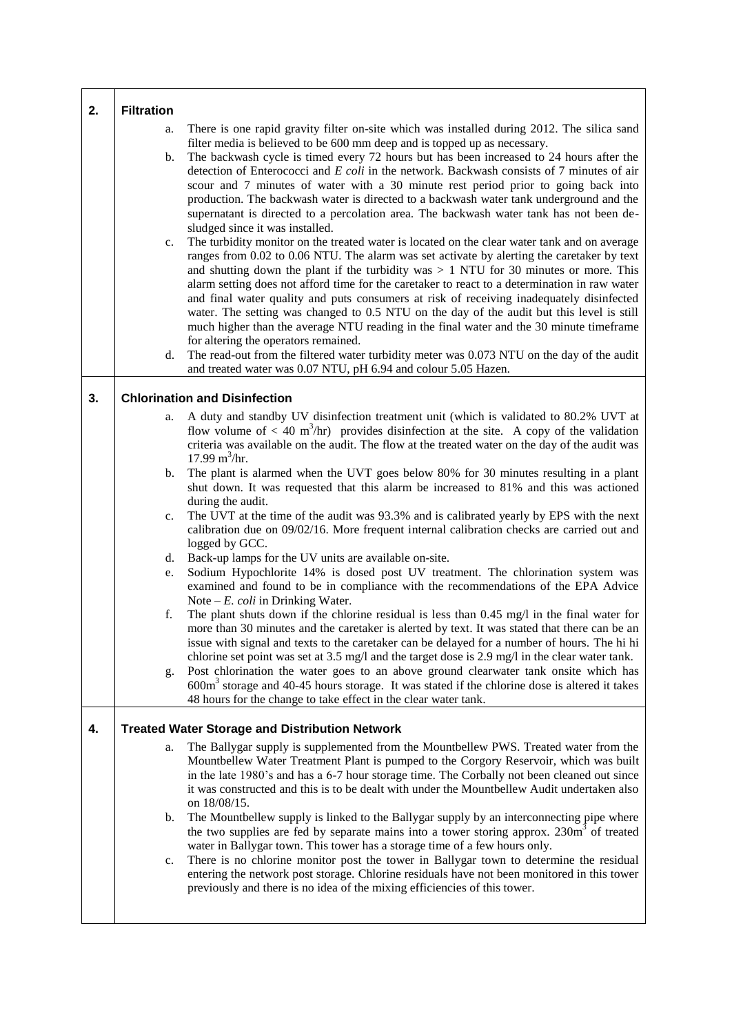## 2. Filtration

a. There is one rapid gravity filter on-site which was installed during 2012. The silica sand filter media is believed to be 600 mm deep and is topped up as necessary.

b. The backwash cycle is timed every 72 hours but has been increased to 24 hours after the detection of Enterococci and *E coli* in the network. Backwash consists of 7 minutes of air scour and 7 minutes of water with a 30 minute rest period prior to going back into production. The backwash water is directed to a backwash water tank underground and the supernatant is directed to a percolation area. The backwash water tank has not been de-sludged since it was installed.

c. The turbidity monitor on the treated water is located on the clear water tank and on average ranges from 0.02 to 0.06 NTU. The alarm was set activate by alerting the caretaker by text and shutting down the plant if the turbidity was > 1 NTU for 30 minutes or more. This alarm setting does not afford time for the caretaker to react to a determination in raw water and final water quality and puts consumers at risk of receiving inadequately disinfected water. The setting was changed to 0.5 NTU on the day of the audit but this level is still much higher than the average NTU reading in the final water and the 30 minute timeframe for altering the operators remained.

d. The read-out from the filtered water turbidity meter was 0.073 NTU on the day of the audit and treated water was 0.07 NTU, pH 6.94 and colour 5.05 Hazen.

## 3. Chlorination and Disinfection

a. A duty and standby UV disinfection treatment unit (which is validated to 80.2% UVT at flow volume of < 40 $m^3$/hr) provides disinfection at the site. A copy of the validation criteria was available on the audit. The flow at the treated water on the day of the audit was 17.99 $m^3$/hr.

b. The plant is alarmed when the UVT goes below 80% for 30 minutes resulting in a plant shut down. It was requested that this alarm be increased to 81% and this was actioned during the audit.

c. The UVT at the time of the audit was 93.3% and is calibrated yearly by EPS with the next calibration due on 09/02/16. More frequent internal calibration checks are carried out and logged by GCC.

d. Back-up lamps for the UV units are available on-site.

e. Sodium Hypochlorite 14% is dosed post UV treatment. The chlorination system was examined and found to be in compliance with the recommendations of the EPA Advice Note – *E. coli* in Drinking Water.

f. The plant shuts down if the chlorine residual is less than 0.45 mg/l in the final water for more than 30 minutes and the caretaker is alerted by text. It was stated that there can be an issue with signal and texts to the caretaker can be delayed for a number of hours. The hi hi chlorine set point was set at 3.5 mg/l and the target dose is 2.9 mg/l in the clear water tank.

g. Post chlorination the water goes to an above ground clearwater tank onsite which has 600$m^3$ storage and 40-45 hours storage. It was stated if the chlorine dose is altered it takes 48 hours for the change to take effect in the clear water tank.

## 4. Treated Water Storage and Distribution Network

a. The Ballygar supply is supplemented from the Mountbellew PWS. Treated water from the Mountbellew Water Treatment Plant is pumped to the Corgory Reservoir, which was built in the late 1980's and has a 6-7 hour storage time. The Corbally not been cleaned out since it was constructed and this is to be dealt with under the Mountbellew Audit undertaken also on 18/08/15.

b. The Mountbellew supply is linked to the Ballygar supply by an interconnecting pipe where the two supplies are fed by separate mains into a tower storing approx. 230$m^3$ of treated water in Ballygar town. This tower has a storage time of a few hours only.

c. There is no chlorine monitor post the tower in Ballygar town to determine the residual entering the network post storage. Chlorine residuals have not been monitored in this tower previously and there is no idea of the mixing efficiencies of this tower.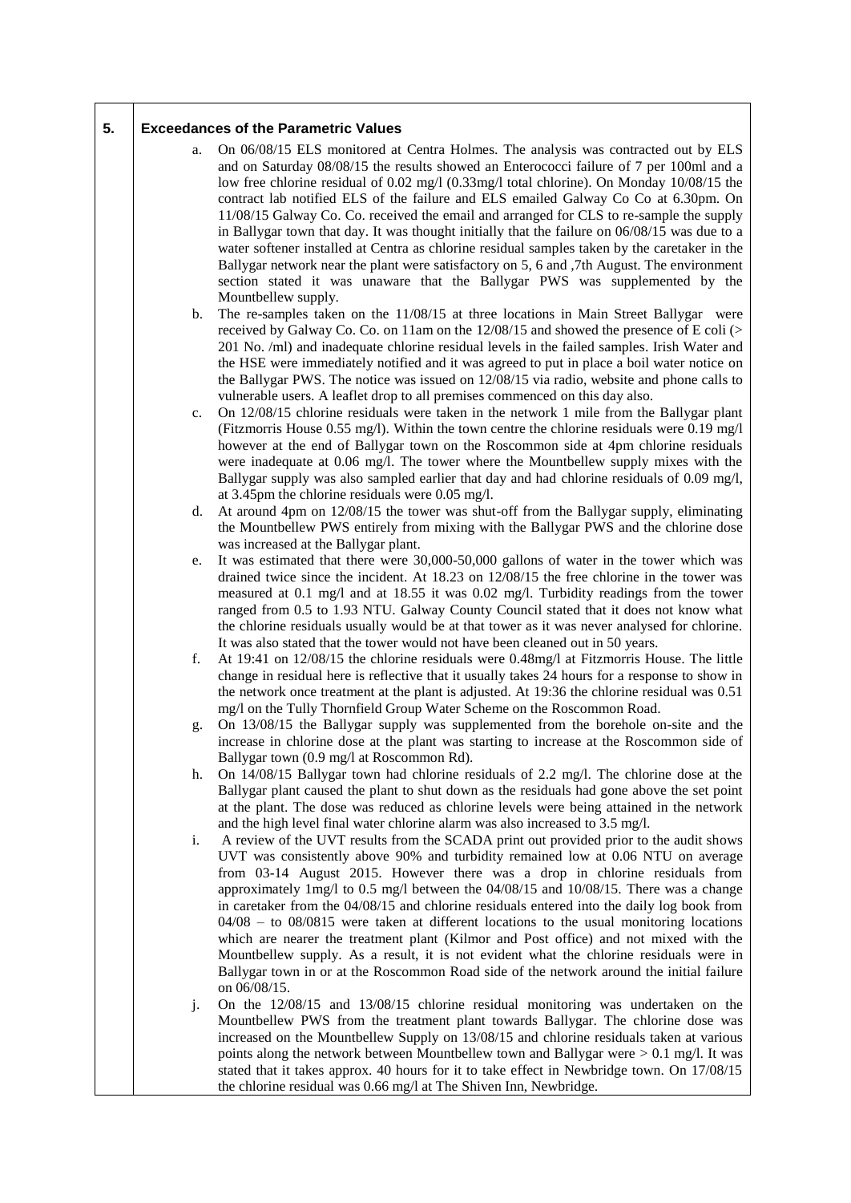## 5. Exceedances of the Parametric Values

a. On 06/08/15 ELS monitored at Centra Holmes. The analysis was contracted out by ELS and on Saturday 08/08/15 the results showed an Enterococci failure of 7 per 100ml and a low free chlorine residual of 0.02 mg/l (0.33mg/l total chlorine). On Monday 10/08/15 the contract lab notified ELS of the failure and ELS emailed Galway Co Co at 6.30pm. On 11/08/15 Galway Co. Co. received the email and arranged for CLS to re-sample the supply in Ballygar town that day. It was thought initially that the failure on 06/08/15 was due to a water softener installed at Centra as chlorine residual samples taken by the caretaker in the Ballygar network near the plant were satisfactory on 5, 6 and ,7th August. The environment section stated it was unaware that the Ballygar PWS was supplemented by the Mountbellew supply.

b. The re-samples taken on the 11/08/15 at three locations in Main Street Ballygar were received by Galway Co. Co. on 11am on the 12/08/15 and showed the presence of E coli (> 201 No. /ml) and inadequate chlorine residual levels in the failed samples. Irish Water and the HSE were immediately notified and it was agreed to put in place a boil water notice on the Ballygar PWS. The notice was issued on 12/08/15 via radio, website and phone calls to vulnerable users. A leaflet drop to all premises commenced on this day also.

c. On 12/08/15 chlorine residuals were taken in the network 1 mile from the Ballygar plant (Fitzmorris House 0.55 mg/l). Within the town centre the chlorine residuals were 0.19 mg/l however at the end of Ballygar town on the Roscommon side at 4pm chlorine residuals were inadequate at 0.06 mg/l. The tower where the Mountbellew supply mixes with the Ballygar supply was also sampled earlier that day and had chlorine residuals of 0.09 mg/l, at 3.45pm the chlorine residuals were 0.05 mg/l.

d. At around 4pm on 12/08/15 the tower was shut-off from the Ballygar supply, eliminating the Mountbellew PWS entirely from mixing with the Ballygar PWS and the chlorine dose was increased at the Ballygar plant.

e. It was estimated that there were 30,000-50,000 gallons of water in the tower which was drained twice since the incident. At 18.23 on 12/08/15 the free chlorine in the tower was measured at 0.1 mg/l and at 18.55 it was 0.02 mg/l. Turbidity readings from the tower ranged from 0.5 to 1.93 NTU. Galway County Council stated that it does not know what the chlorine residuals usually would be at that tower as it was never analysed for chlorine. It was also stated that the tower would not have been cleaned out in 50 years.

f. At 19:41 on 12/08/15 the chlorine residuals were 0.48mg/l at Fitzmorris House. The little change in residual here is reflective that it usually takes 24 hours for a response to show in the network once treatment at the plant is adjusted. At 19:36 the chlorine residual was 0.51 mg/l on the Tully Thornfield Group Water Scheme on the Roscommon Road.

g. On 13/08/15 the Ballygar supply was supplemented from the borehole on-site and the increase in chlorine dose at the plant was starting to increase at the Roscommon side of Ballygar town (0.9 mg/l at Roscommon Rd).

h. On 14/08/15 Ballygar town had chlorine residuals of 2.2 mg/l. The chlorine dose at the Ballygar plant caused the plant to shut down as the residuals had gone above the set point at the plant. The dose was reduced as chlorine levels were being attained in the network and the high level final water chlorine alarm was also increased to 3.5 mg/l.

i. A review of the UVT results from the SCADA print out provided prior to the audit shows UVT was consistently above 90% and turbidity remained low at 0.06 NTU on average from 03-14 August 2015. However there was a drop in chlorine residuals from approximately 1mg/l to 0.5 mg/l between the 04/08/15 and 10/08/15. There was a change in caretaker from the 04/08/15 and chlorine residuals entered into the daily log book from 04/08 – to 08/0815 were taken at different locations to the usual monitoring locations which are nearer the treatment plant (Kilmor and Post office) and not mixed with the Mountbellew supply. As a result, it is not evident what the chlorine residuals were in Ballygar town in or at the Roscommon Road side of the network around the initial failure on 06/08/15.

j. On the 12/08/15 and 13/08/15 chlorine residual monitoring was undertaken on the Mountbellew PWS from the treatment plant towards Ballygar. The chlorine dose was increased on the Mountbellew Supply on 13/08/15 and chlorine residuals taken at various points along the network between Mountbellew town and Ballygar were > 0.1 mg/l. It was stated that it takes approx. 40 hours for it to take effect in Newbridge town. On 17/08/15 the chlorine residual was 0.66 mg/l at The Shiven Inn, Newbridge.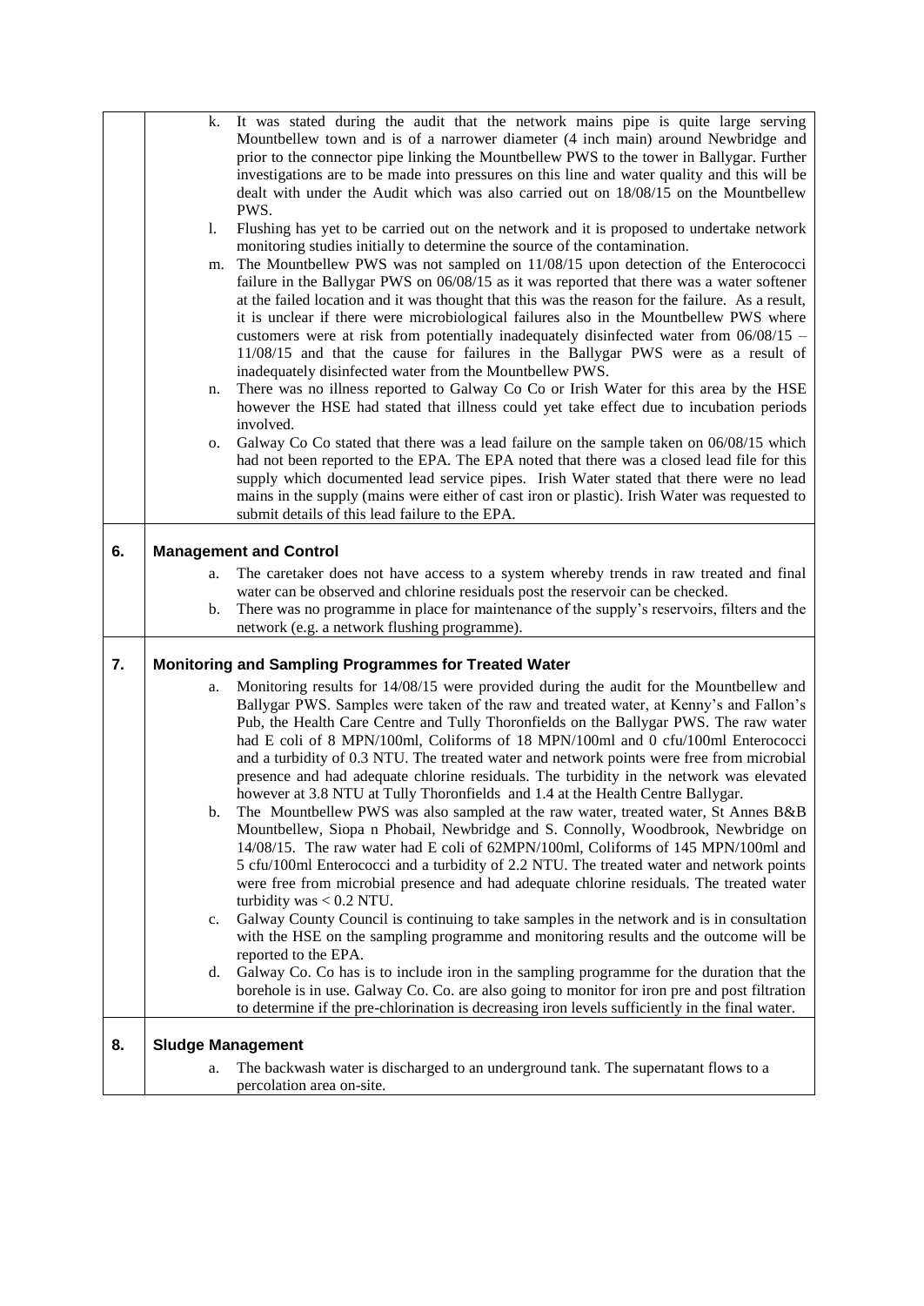k. It was stated during the audit that the network mains pipe is quite large serving Mountbellew town and is of a narrower diameter (4 inch main) around Newbridge and prior to the connector pipe linking the Mountbellew PWS to the tower in Ballygar. Further investigations are to be made into pressures on this line and water quality and this will be dealt with under the Audit which was also carried out on 18/08/15 on the Mountbellew PWS.

l. Flushing has yet to be carried out on the network and it is proposed to undertake network monitoring studies initially to determine the source of the contamination.

m. The Mountbellew PWS was not sampled on 11/08/15 upon detection of the Enterococci failure in the Ballygar PWS on 06/08/15 as it was reported that there was a water softener at the failed location and it was thought that this was the reason for the failure. As a result, it is unclear if there were microbiological failures also in the Mountbellew PWS where customers were at risk from potentially inadequately disinfected water from 06/08/15 – 11/08/15 and that the cause for failures in the Ballygar PWS were as a result of inadequately disinfected water from the Mountbellew PWS.

n. There was no illness reported to Galway Co Co or Irish Water for this area by the HSE however the HSE had stated that illness could yet take effect due to incubation periods involved.

o. Galway Co Co stated that there was a lead failure on the sample taken on 06/08/15 which had not been reported to the EPA. The EPA noted that there was a closed lead file for this supply which documented lead service pipes. Irish Water stated that there were no lead mains in the supply (mains were either of cast iron or plastic). Irish Water was requested to submit details of this lead failure to the EPA.

## 6. Management and Control

a. The caretaker does not have access to a system whereby trends in raw treated and final water can be observed and chlorine residuals post the reservoir can be checked.

b. There was no programme in place for maintenance of the supply's reservoirs, filters and the network (e.g. a network flushing programme).

## 7. Monitoring and Sampling Programmes for Treated Water

a. Monitoring results for 14/08/15 were provided during the audit for the Mountbellew and Ballygar PWS. Samples were taken of the raw and treated water, at Kenny's and Fallon's Pub, the Health Care Centre and Tully Thoronfields on the Ballygar PWS. The raw water had E coli of 8 MPN/100ml, Coliforms of 18 MPN/100ml and 0 cfu/100ml Enterococci and a turbidity of 0.3 NTU. The treated water and network points were free from microbial presence and had adequate chlorine residuals. The turbidity in the network was elevated however at 3.8 NTU at Tully Thoronfields and 1.4 at the Health Centre Ballygar.

b. The Mountbellew PWS was also sampled at the raw water, treated water, St Annes B&B Mountbellew, Siopa n Phobail, Newbridge and S. Connolly, Woodbrook, Newbridge on 14/08/15. The raw water had E coli of 62MPN/100ml, Coliforms of 145 MPN/100ml and 5 cfu/100ml Enterococci and a turbidity of 2.2 NTU. The treated water and network points were free from microbial presence and had adequate chlorine residuals. The treated water turbidity was < 0.2 NTU.

c. Galway County Council is continuing to take samples in the network and is in consultation with the HSE on the sampling programme and monitoring results and the outcome will be reported to the EPA.

d. Galway Co. Co has is to include iron in the sampling programme for the duration that the borehole is in use. Galway Co. Co. are also going to monitor for iron pre and post filtration to determine if the pre-chlorination is decreasing iron levels sufficiently in the final water.

## 8. Sludge Management

a. The backwash water is discharged to an underground tank. The supernatant flows to a percolation area on-site.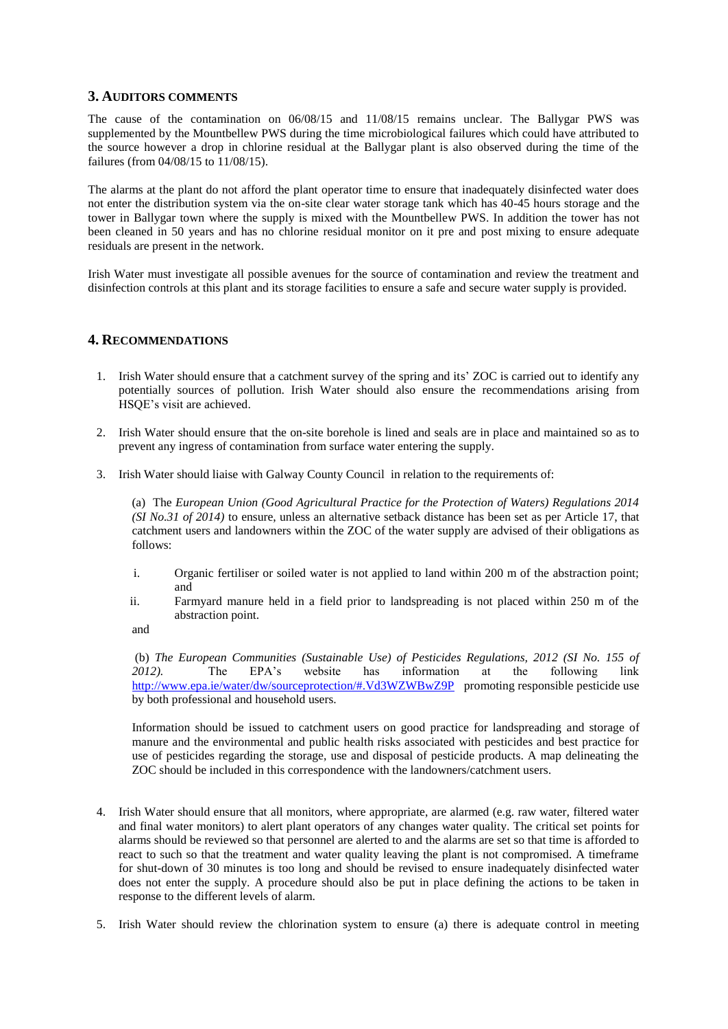## 3. AUDITORS COMMENTS

The cause of the contamination on 06/08/15 and 11/08/15 remains unclear. The Ballygar PWS was supplemented by the Mountbellew PWS during the time microbiological failures which could have attributed to the source however a drop in chlorine residual at the Ballygar plant is also observed during the time of the failures (from 04/08/15 to 11/08/15).

The alarms at the plant do not afford the plant operator time to ensure that inadequately disinfected water does not enter the distribution system via the on-site clear water storage tank which has 40-45 hours storage and the tower in Ballygar town where the supply is mixed with the Mountbellew PWS. In addition the tower has not been cleaned in 50 years and has no chlorine residual monitor on it pre and post mixing to ensure adequate residuals are present in the network.

Irish Water must investigate all possible avenues for the source of contamination and review the treatment and disinfection controls at this plant and its storage facilities to ensure a safe and secure water supply is provided.

## 4. RECOMMENDATIONS

1. Irish Water should ensure that a catchment survey of the spring and its' ZOC is carried out to identify any potentially sources of pollution. Irish Water should also ensure the recommendations arising from HSQE's visit are achieved.

2. Irish Water should ensure that the on-site borehole is lined and seals are in place and maintained so as to prevent any ingress of contamination from surface water entering the supply.

3. Irish Water should liaise with Galway County Council in relation to the requirements of:

   (a) The *European Union (Good Agricultural Practice for the Protection of Waters) Regulations 2014 (SI No.31 of 2014)* to ensure, unless an alternative setback distance has been set as per Article 17, that catchment users and landowners within the ZOC of the water supply are advised of their obligations as follows:

   i. Organic fertiliser or soiled water is not applied to land within 200 m of the abstraction point; and
   ii. Farmyard manure held in a field prior to landspreading is not placed within 250 m of the abstraction point.

   and

   (b) *The European Communities (Sustainable Use) of Pesticides Regulations, 2012 (SI No. 155 of 2012).* The EPA's website has information at the following link http://www.epa.ie/water/dw/sourceprotection/#.Vd3WZWBwZ9P promoting responsible pesticide use by both professional and household users.

   Information should be issued to catchment users on good practice for landspreading and storage of manure and the environmental and public health risks associated with pesticides and best practice for use of pesticides regarding the storage, use and disposal of pesticide products. A map delineating the ZOC should be included in this correspondence with the landowners/catchment users.

4. Irish Water should ensure that all monitors, where appropriate, are alarmed (e.g. raw water, filtered water and final water monitors) to alert plant operators of any changes water quality. The critical set points for alarms should be reviewed so that personnel are alerted to and the alarms are set so that time is afforded to react to such so that the treatment and water quality leaving the plant is not compromised. A timeframe for shut-down of 30 minutes is too long and should be revised to ensure inadequately disinfected water does not enter the supply. A procedure should also be put in place defining the actions to be taken in response to the different levels of alarm.

5. Irish Water should review the chlorination system to ensure (a) there is adequate control in meeting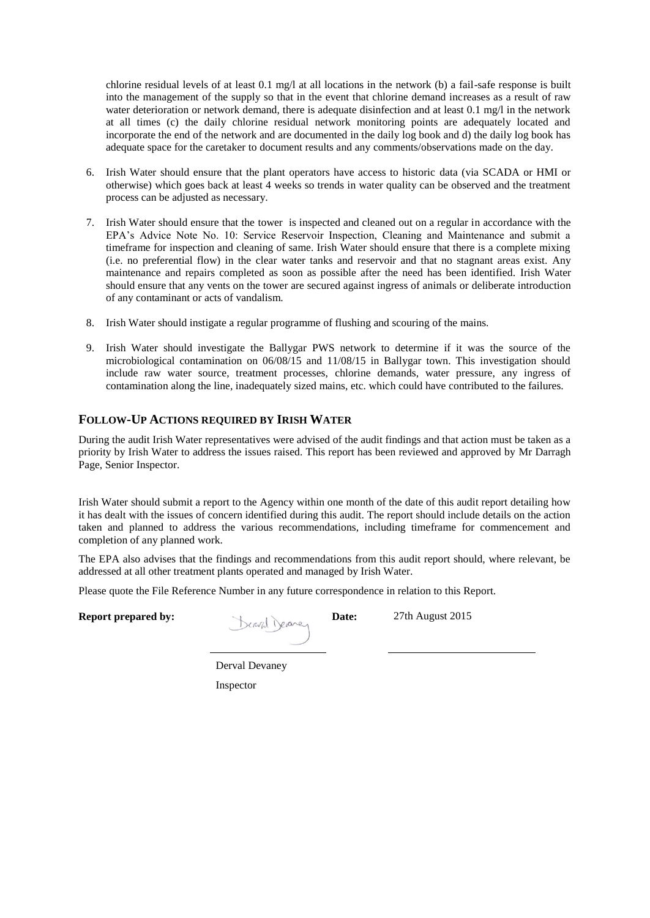chlorine residual levels of at least 0.1 mg/l at all locations in the network (b) a fail-safe response is built into the management of the supply so that in the event that chlorine demand increases as a result of raw water deterioration or network demand, there is adequate disinfection and at least 0.1 mg/l in the network at all times (c) the daily chlorine residual network monitoring points are adequately located and incorporate the end of the network and are documented in the daily log book and d) the daily log book has adequate space for the caretaker to document results and any comments/observations made on the day.

6. Irish Water should ensure that the plant operators have access to historic data (via SCADA or HMI or otherwise) which goes back at least 4 weeks so trends in water quality can be observed and the treatment process can be adjusted as necessary.

7. Irish Water should ensure that the tower is inspected and cleaned out on a regular in accordance with the EPA's Advice Note No. 10: Service Reservoir Inspection, Cleaning and Maintenance and submit a timeframe for inspection and cleaning of same. Irish Water should ensure that there is a complete mixing (i.e. no preferential flow) in the clear water tanks and reservoir and that no stagnant areas exist. Any maintenance and repairs completed as soon as possible after the need has been identified. Irish Water should ensure that any vents on the tower are secured against ingress of animals or deliberate introduction of any contaminant or acts of vandalism.

8. Irish Water should instigate a regular programme of flushing and scouring of the mains.

9. Irish Water should investigate the Ballygar PWS network to determine if it was the source of the microbiological contamination on 06/08/15 and 11/08/15 in Ballygar town. This investigation should include raw water source, treatment processes, chlorine demands, water pressure, any ingress of contamination along the line, inadequately sized mains, etc. which could have contributed to the failures.

## FOLLOW-UP ACTIONS REQUIRED BY IRISH WATER

During the audit Irish Water representatives were advised of the audit findings and that action must be taken as a priority by Irish Water to address the issues raised. This report has been reviewed and approved by Mr Darragh Page, Senior Inspector.

Irish Water should submit a report to the Agency within one month of the date of this audit report detailing how it has dealt with the issues of concern identified during this audit. The report should include details on the action taken and planned to address the various recommendations, including timeframe for commencement and completion of any planned work.

The EPA also advises that the findings and recommendations from this audit report should, where relevant, be addressed at all other treatment plants operated and managed by Irish Water.

Please quote the File Reference Number in any future correspondence in relation to this Report.

**Report prepared by:** Derval Devaney **Date:** 27th August 2015

Derval Devaney

Inspector